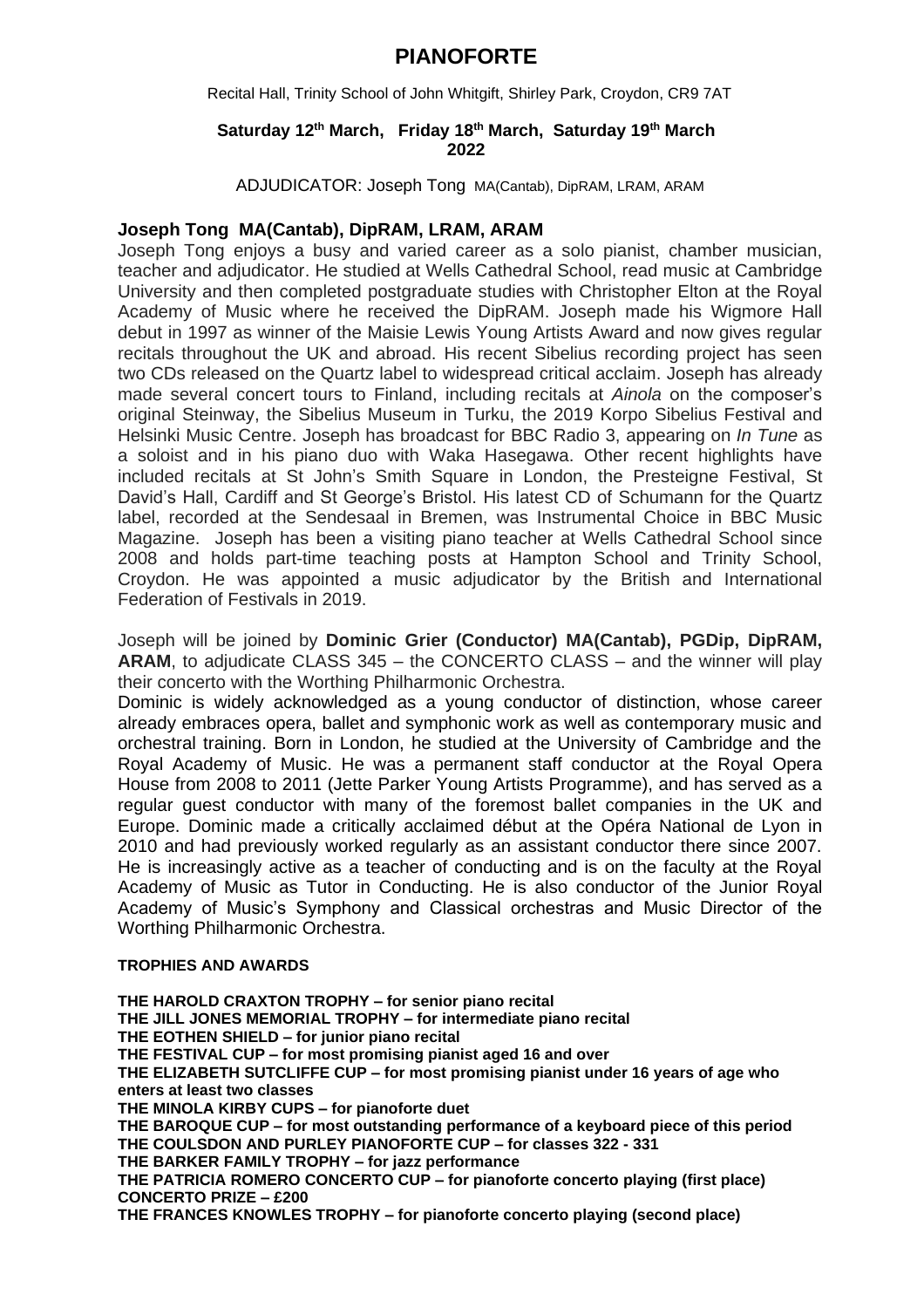# PIANOFORTE

Recital Hall, Trinity School of John Whitgift, Shirley Park, Croydon, CR9 7AT

**Saturday 12th March, Friday 18th March, Saturday 19th March 2022**

ADJUDICATOR: Joseph Tong MA(Cantab), DipRAM, LRAM, ARAM

### Joseph Tong MA(Cantab), DipRAM, LRAM, ARAM

Joseph Tong enjoys a busy and varied career as a solo pianist, chamber musician, teacher and adjudicator. He studied at Wells Cathedral School, read music at Cambridge University and then completed postgraduate studies with Christopher Elton at the Royal Academy of Music where he received the DipRAM. Joseph made his Wigmore Hall debut in 1997 as winner of the Maisie Lewis Young Artists Award and now gives regular recitals throughout the UK and abroad. His recent Sibelius recording project has seen two CDs released on the Quartz label to widespread critical acclaim. Joseph has already made several concert tours to Finland, including recitals at *Ainola* on the composer's original Steinway, the Sibelius Museum in Turku, the 2019 Korpo Sibelius Festival and Helsinki Music Centre. Joseph has broadcast for BBC Radio 3, appearing on *In Tune* as a soloist and in his piano duo with Waka Hasegawa. Other recent highlights have included recitals at St John's Smith Square in London, the Presteigne Festival, St David's Hall, Cardiff and St George's Bristol. His latest CD of Schumann for the Quartz label, recorded at the Sendesaal in Bremen, was Instrumental Choice in BBC Music Magazine. Joseph has been a visiting piano teacher at Wells Cathedral School since 2008 and holds part-time teaching posts at Hampton School and Trinity School, Croydon. He was appointed a music adjudicator by the British and International Federation of Festivals in 2019.

Joseph will be joined by **Dominic Grier (Conductor) MA(Cantab), PGDip, DipRAM, ARAM**, to adjudicate CLASS 345 – the CONCERTO CLASS – and the winner will play their concerto with the Worthing Philharmonic Orchestra.

Dominic is widely acknowledged as a young conductor of distinction, whose career already embraces opera, ballet and symphonic work as well as contemporary music and orchestral training. Born in London, he studied at the University of Cambridge and the Royal Academy of Music. He was a permanent staff conductor at the Royal Opera House from 2008 to 2011 (Jette Parker Young Artists Programme), and has served as a regular guest conductor with many of the foremost ballet companies in the UK and Europe. Dominic made a critically acclaimed début at the Opéra National de Lyon in 2010 and had previously worked regularly as an assistant conductor there since 2007. He is increasingly active as a teacher of conducting and is on the faculty at the Royal Academy of Music as Tutor in Conducting. He is also conductor of the Junior Royal Academy of Music's Symphony and Classical orchestras and Music Director of the Worthing Philharmonic Orchestra.

#### TROPHIES AND AWARDS

**THE HAROLD CRAXTON TROPHY – for senior piano recital**
**THE JILL JONES MEMORIAL TROPHY – for intermediate piano recital**
**THE EOTHEN SHIELD – for junior piano recital**
**THE FESTIVAL CUP – for most promising pianist aged 16 and over**
**THE ELIZABETH SUTCLIFFE CUP – for most promising pianist under 16 years of age who enters at least two classes**
**THE MINOLA KIRBY CUPS – for pianoforte duet**
**THE BAROQUE CUP – for most outstanding performance of a keyboard piece of this period**
**THE COULSDON AND PURLEY PIANOFORTE CUP – for classes 322 - 331**
**THE BARKER FAMILY TROPHY – for jazz performance**
**THE PATRICIA ROMERO CONCERTO CUP – for pianoforte concerto playing (first place)**
**CONCERTO PRIZE – £200**
**THE FRANCES KNOWLES TROPHY – for pianoforte concerto playing (second place)**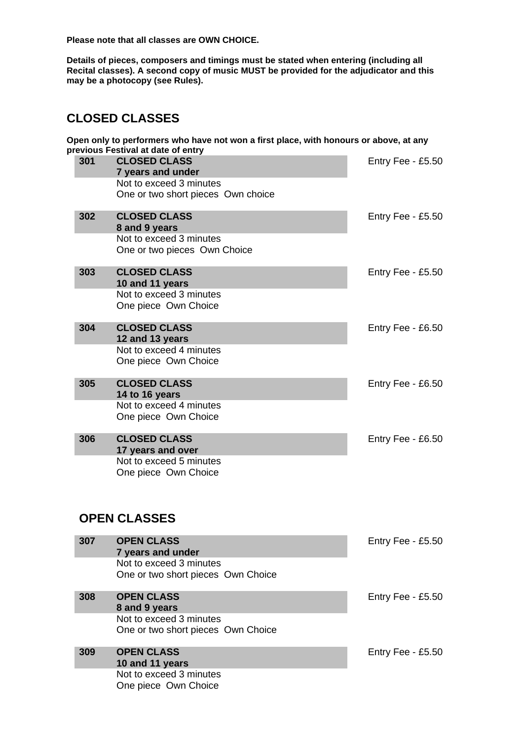**Please note that all classes are OWN CHOICE.**

**Details of pieces, composers and timings must be stated when entering (including all Recital classes). A second copy of music MUST be provided for the adjudicator and this may be a photocopy (see Rules).**

## CLOSED CLASSES

**Open only to performers who have not won a first place, with honours or above, at any previous Festival at date of entry**

| | | |
|---|---|---|
| **301** | **CLOSED CLASS**<br>**7 years and under**<br>Not to exceed 3 minutes<br>One or two short pieces Own choice | Entry Fee - £5.50 |
| **302** | **CLOSED CLASS**<br>**8 and 9 years**<br>Not to exceed 3 minutes<br>One or two pieces Own Choice | Entry Fee - £5.50 |
| **303** | **CLOSED CLASS**<br>**10 and 11 years**<br>Not to exceed 3 minutes<br>One piece Own Choice | Entry Fee - £5.50 |
| **304** | **CLOSED CLASS**<br>**12 and 13 years**<br>Not to exceed 4 minutes<br>One piece Own Choice | Entry Fee - £6.50 |
| **305** | **CLOSED CLASS**<br>**14 to 16 years**<br>Not to exceed 4 minutes<br>One piece Own Choice | Entry Fee - £6.50 |
| **306** | **CLOSED CLASS**<br>**17 years and over**<br>Not to exceed 5 minutes<br>One piece Own Choice | Entry Fee - £6.50 |

## OPEN CLASSES

| | | |
|---|---|---|
| **307** | **OPEN CLASS**<br>**7 years and under**<br>Not to exceed 3 minutes<br>One or two short pieces Own Choice | Entry Fee - £5.50 |
| **308** | **OPEN CLASS**<br>**8 and 9 years**<br>Not to exceed 3 minutes<br>One or two short pieces Own Choice | Entry Fee - £5.50 |
| **309** | **OPEN CLASS**<br>**10 and 11 years**<br>Not to exceed 3 minutes<br>One piece Own Choice | Entry Fee - £5.50 |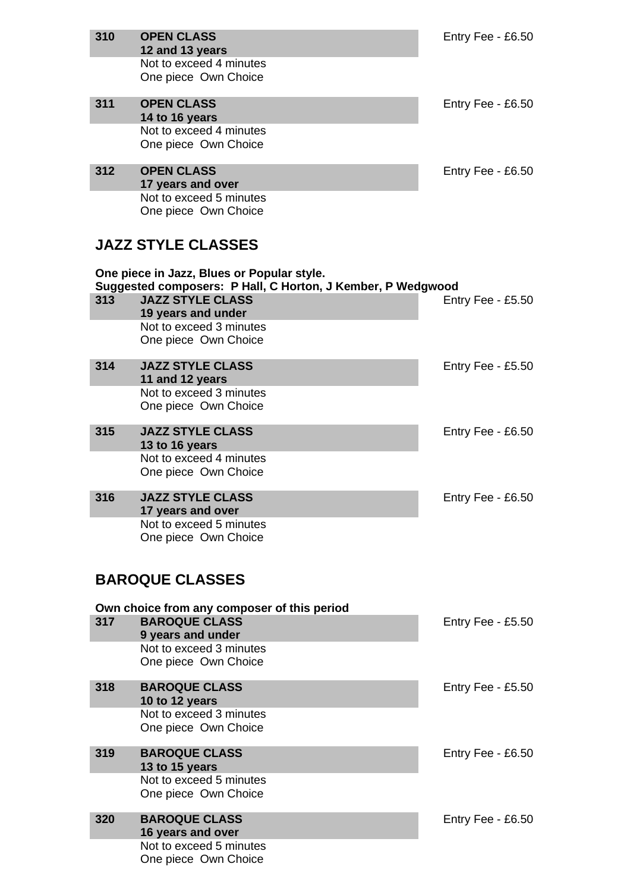**310 OPEN CLASS**
**12 and 13 years** — Entry Fee - £6.50
Not to exceed 4 minutes
One piece Own Choice

**311 OPEN CLASS**
**14 to 16 years** — Entry Fee - £6.50
Not to exceed 4 minutes
One piece Own Choice

**312 OPEN CLASS**
**17 years and over** — Entry Fee - £6.50
Not to exceed 5 minutes
One piece Own Choice

## JAZZ STYLE CLASSES

**One piece in Jazz, Blues or Popular style.**
**Suggested composers: P Hall, C Horton, J Kember, P Wedgwood**

**313 JAZZ STYLE CLASS**
**19 years and under** — Entry Fee - £5.50
Not to exceed 3 minutes
One piece Own Choice

**314 JAZZ STYLE CLASS**
**11 and 12 years** — Entry Fee - £5.50
Not to exceed 3 minutes
One piece Own Choice

**315 JAZZ STYLE CLASS**
**13 to 16 years** — Entry Fee - £6.50
Not to exceed 4 minutes
One piece Own Choice

**316 JAZZ STYLE CLASS**
**17 years and over** — Entry Fee - £6.50
Not to exceed 5 minutes
One piece Own Choice

## BAROQUE CLASSES

**Own choice from any composer of this period**

**317 BAROQUE CLASS**
**9 years and under** — Entry Fee - £5.50
Not to exceed 3 minutes
One piece Own Choice

**318 BAROQUE CLASS**
**10 to 12 years** — Entry Fee - £5.50
Not to exceed 3 minutes
One piece Own Choice

**319 BAROQUE CLASS**
**13 to 15 years** — Entry Fee - £6.50
Not to exceed 5 minutes
One piece Own Choice

**320 BAROQUE CLASS**
**16 years and over** — Entry Fee - £6.50
Not to exceed 5 minutes
One piece Own Choice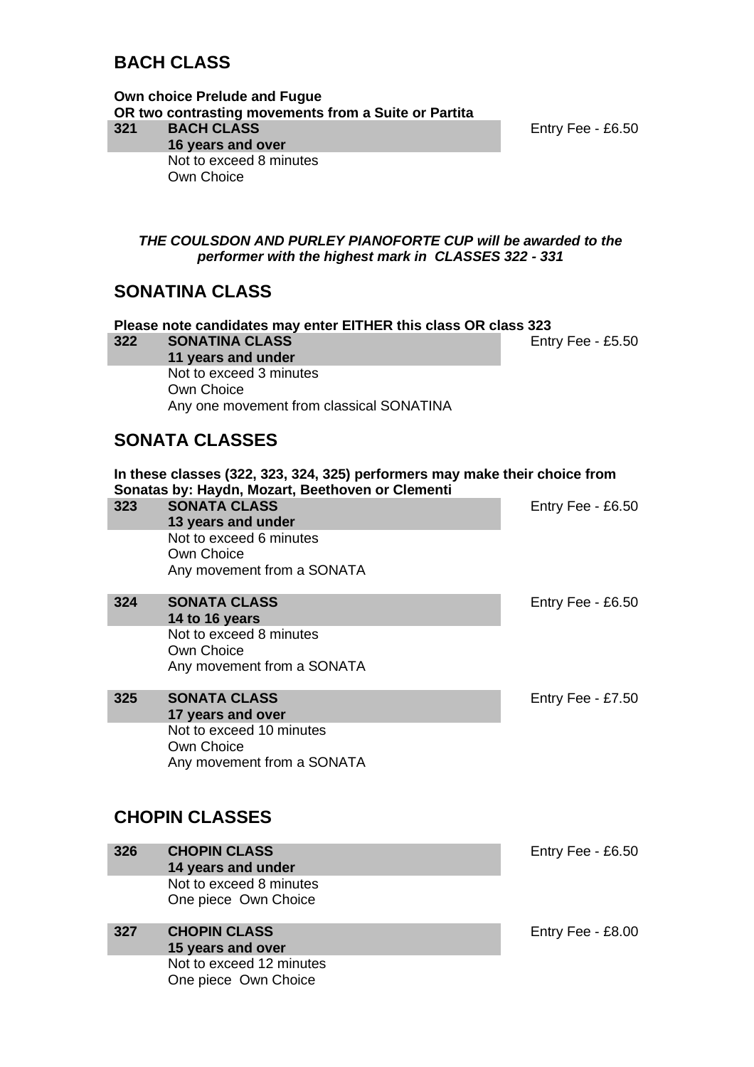## BACH CLASS

**Own choice Prelude and Fugue**
**OR two contrasting movements from a Suite or Partita**

**321 BACH CLASS** — Entry Fee - £6.50
**16 years and over**
Not to exceed 8 minutes
Own Choice

***THE COULSDON AND PURLEY PIANOFORTE CUP will be awarded to the performer with the highest mark in CLASSES 322 - 331***

## SONATINA CLASS

**Please note candidates may enter EITHER this class OR class 323**

**322 SONATINA CLASS** — Entry Fee - £5.50
**11 years and under**
Not to exceed 3 minutes
Own Choice
Any one movement from classical SONATINA

## SONATA CLASSES

**In these classes (322, 323, 324, 325) performers may make their choice from Sonatas by: Haydn, Mozart, Beethoven or Clementi**

**323 SONATA CLASS** — Entry Fee - £6.50
**13 years and under**
Not to exceed 6 minutes
Own Choice
Any movement from a SONATA

**324 SONATA CLASS** — Entry Fee - £6.50
**14 to 16 years**
Not to exceed 8 minutes
Own Choice
Any movement from a SONATA

**325 SONATA CLASS** — Entry Fee - £7.50
**17 years and over**
Not to exceed 10 minutes
Own Choice
Any movement from a SONATA

## CHOPIN CLASSES

**326 CHOPIN CLASS** — Entry Fee - £6.50
**14 years and under**
Not to exceed 8 minutes
One piece Own Choice

**327 CHOPIN CLASS** — Entry Fee - £8.00
**15 years and over**
Not to exceed 12 minutes
One piece Own Choice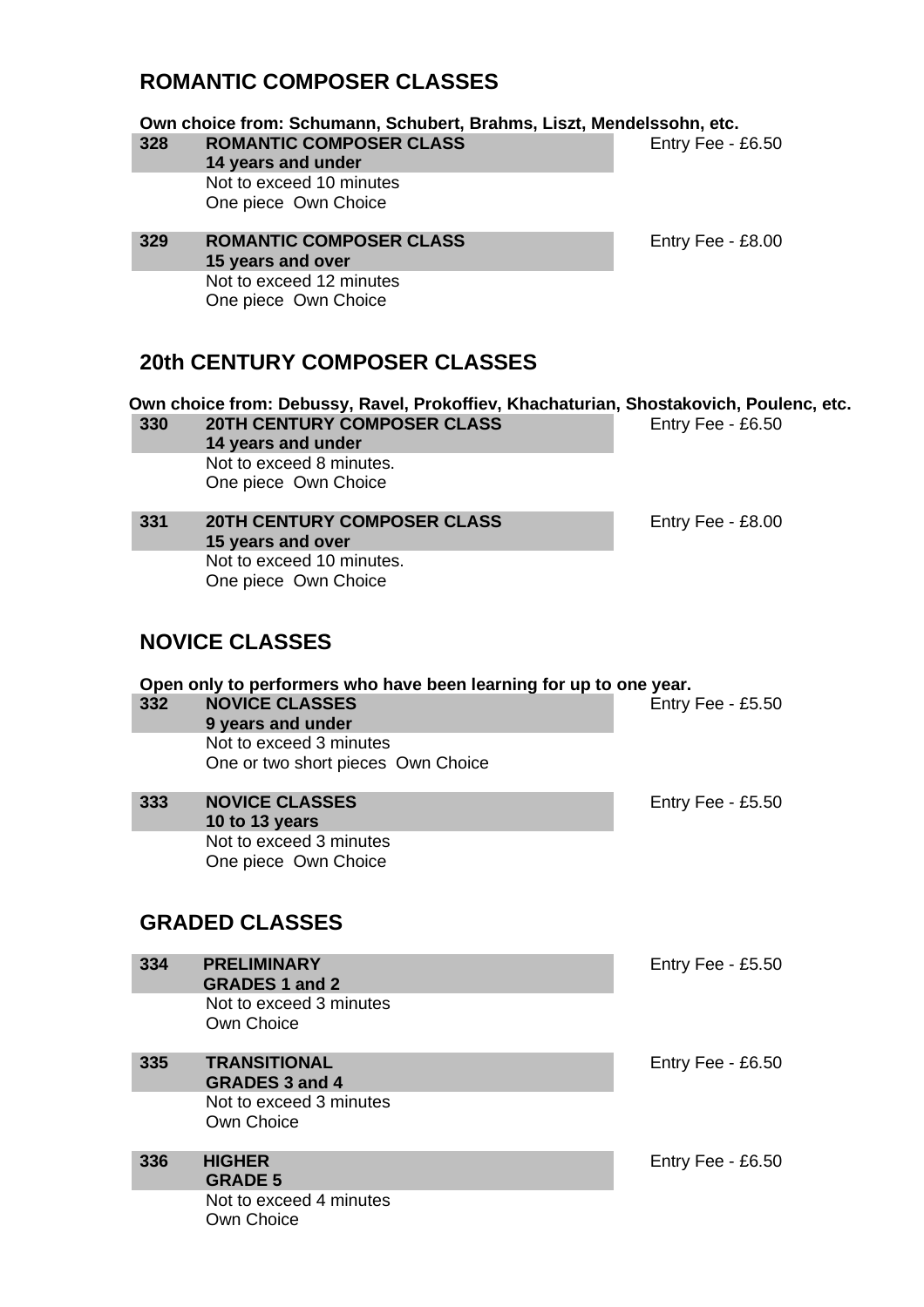## ROMANTIC COMPOSER CLASSES

**Own choice from: Schumann, Schubert, Brahms, Liszt, Mendelssohn, etc.**

**328 ROMANTIC COMPOSER CLASS** Entry Fee - £6.50
**14 years and under**
Not to exceed 10 minutes
One piece Own Choice

**329 ROMANTIC COMPOSER CLASS** Entry Fee - £8.00
**15 years and over**
Not to exceed 12 minutes
One piece Own Choice

## 20th CENTURY COMPOSER CLASSES

**Own choice from: Debussy, Ravel, Prokoffiev, Khachaturian, Shostakovich, Poulenc, etc.**

**330 20TH CENTURY COMPOSER CLASS** Entry Fee - £6.50
**14 years and under**
Not to exceed 8 minutes.
One piece Own Choice

**331 20TH CENTURY COMPOSER CLASS** Entry Fee - £8.00
**15 years and over**
Not to exceed 10 minutes.
One piece Own Choice

## NOVICE CLASSES

**Open only to performers who have been learning for up to one year.**

**332 NOVICE CLASSES** Entry Fee - £5.50
**9 years and under**
Not to exceed 3 minutes
One or two short pieces Own Choice

**333 NOVICE CLASSES** Entry Fee - £5.50
**10 to 13 years**
Not to exceed 3 minutes
One piece Own Choice

## GRADED CLASSES

**334 PRELIMINARY** Entry Fee - £5.50
**GRADES 1 and 2**
Not to exceed 3 minutes
Own Choice

**335 TRANSITIONAL** Entry Fee - £6.50
**GRADES 3 and 4**
Not to exceed 3 minutes
Own Choice

**336 HIGHER** Entry Fee - £6.50
**GRADE 5**
Not to exceed 4 minutes
Own Choice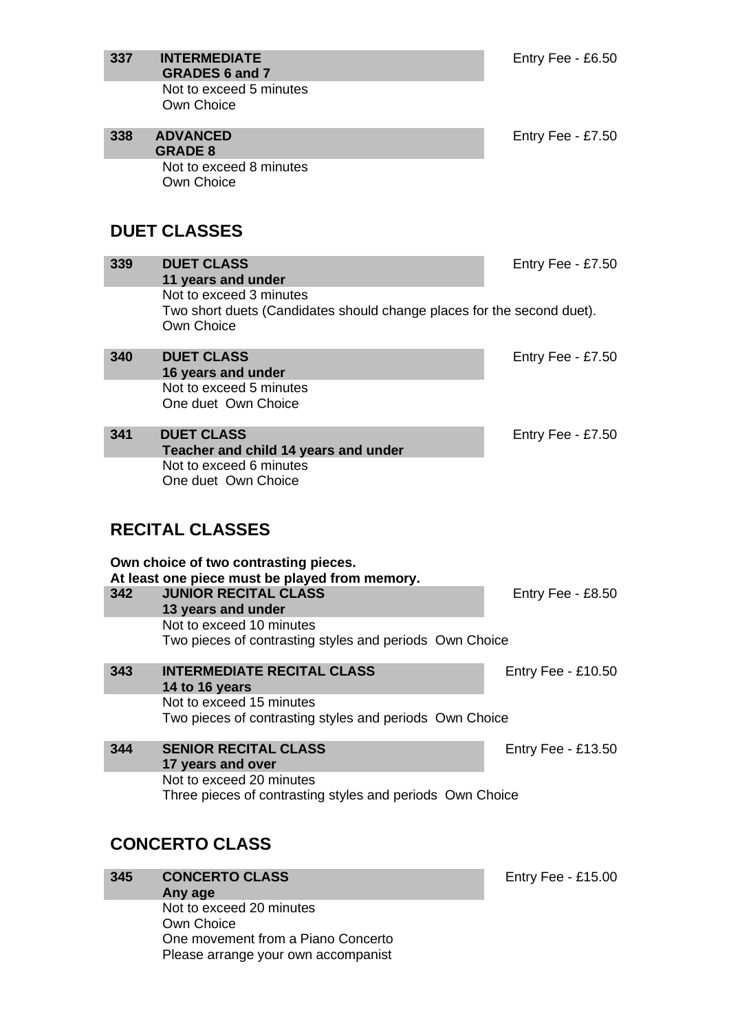**337 INTERMEDIATE GRADES 6 and 7** — Entry Fee - £6.50

Not to exceed 5 minutes
Own Choice

**338 ADVANCED GRADE 8** — Entry Fee - £7.50

Not to exceed 8 minutes
Own Choice

## DUET CLASSES

**339 DUET CLASS 11 years and under** — Entry Fee - £7.50

Not to exceed 3 minutes
Two short duets (Candidates should change places for the second duet).
Own Choice

**340 DUET CLASS 16 years and under** — Entry Fee - £7.50

Not to exceed 5 minutes
One duet Own Choice

**341 DUET CLASS Teacher and child 14 years and under** — Entry Fee - £7.50

Not to exceed 6 minutes
One duet Own Choice

## RECITAL CLASSES

**Own choice of two contrasting pieces.**
**At least one piece must be played from memory.**

**342 JUNIOR RECITAL CLASS 13 years and under** — Entry Fee - £8.50

Not to exceed 10 minutes
Two pieces of contrasting styles and periods Own Choice

**343 INTERMEDIATE RECITAL CLASS 14 to 16 years** — Entry Fee - £10.50

Not to exceed 15 minutes
Two pieces of contrasting styles and periods Own Choice

**344 SENIOR RECITAL CLASS 17 years and over** — Entry Fee - £13.50

Not to exceed 20 minutes
Three pieces of contrasting styles and periods Own Choice

## CONCERTO CLASS

**345 CONCERTO CLASS Any age** — Entry Fee - £15.00

Not to exceed 20 minutes
Own Choice
One movement from a Piano Concerto
Please arrange your own accompanist